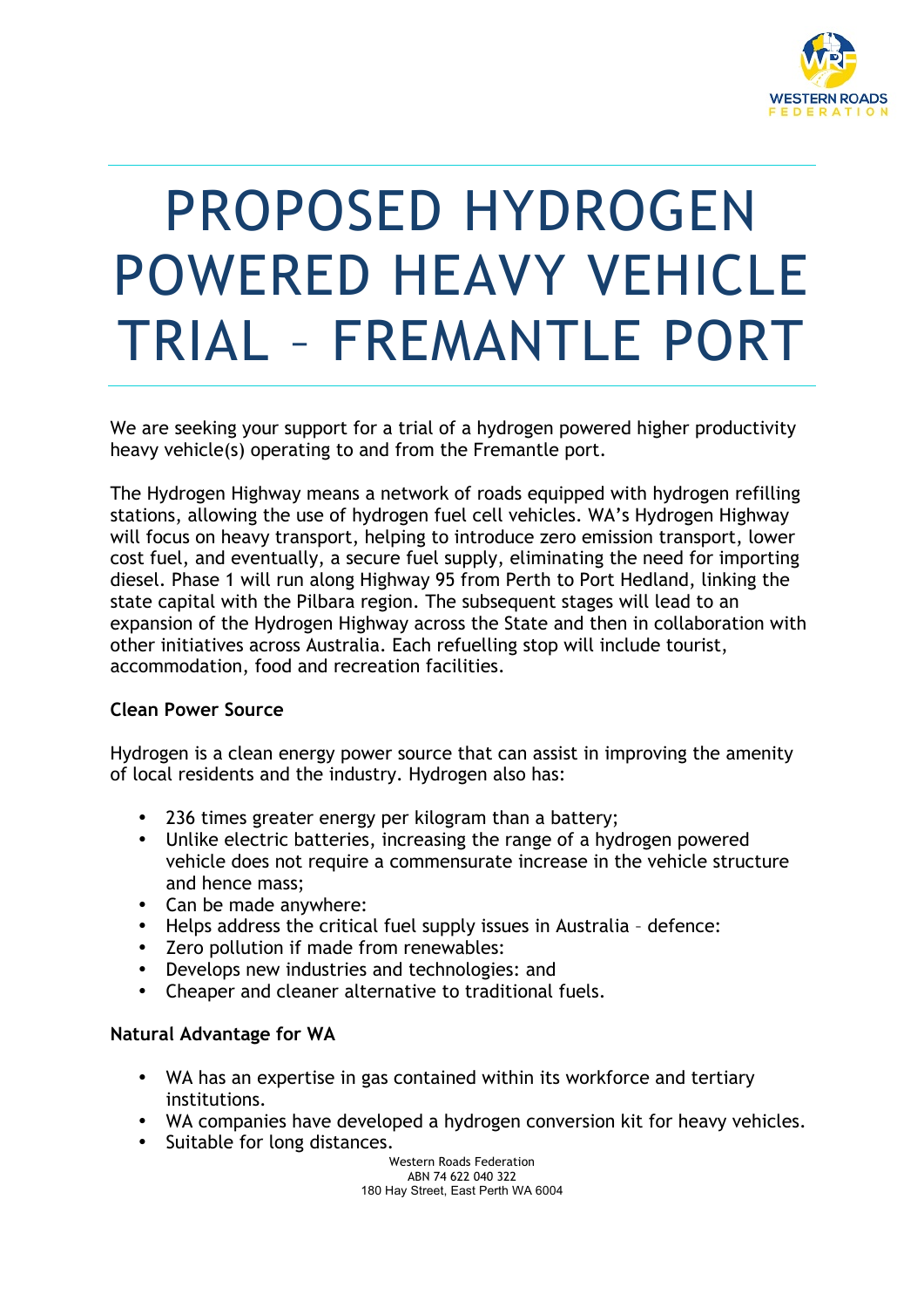# PROPOSED HYDROGEN POWERED HEAVY VEHICLE TRIAL – FREMANTLE PORT

We are seeking your support for a trial of a hydrogen powered higher productivity heavy vehicle(s) operating to and from the Fremantle port.

The Hydrogen Highway means a network of roads equipped with hydrogen refilling stations, allowing the use of hydrogen fuel cell vehicles. WA's Hydrogen Highway will focus on heavy transport, helping to introduce zero emission transport, lower cost fuel, and eventually, a secure fuel supply, eliminating the need for importing diesel. Phase 1 will run along Highway 95 from Perth to Port Hedland, linking the state capital with the Pilbara region. The subsequent stages will lead to an expansion of the Hydrogen Highway across the State and then in collaboration with other initiatives across Australia. Each refuelling stop will include tourist, accommodation, food and recreation facilities.

**Clean Power Source**

Hydrogen is a clean energy power source that can assist in improving the amenity of local residents and the industry. Hydrogen also has:

- 236 times greater energy per kilogram than a battery;
- Unlike electric batteries, increasing the range of a hydrogen powered vehicle does not require a commensurate increase in the vehicle structure and hence mass;
- Can be made anywhere:
- Helps address the critical fuel supply issues in Australia – defence:
- Zero pollution if made from renewables:
- Develops new industries and technologies: and
- Cheaper and cleaner alternative to traditional fuels.

**Natural Advantage for WA**

- WA has an expertise in gas contained within its workforce and tertiary institutions.
- WA companies have developed a hydrogen conversion kit for heavy vehicles.
- Suitable for long distances.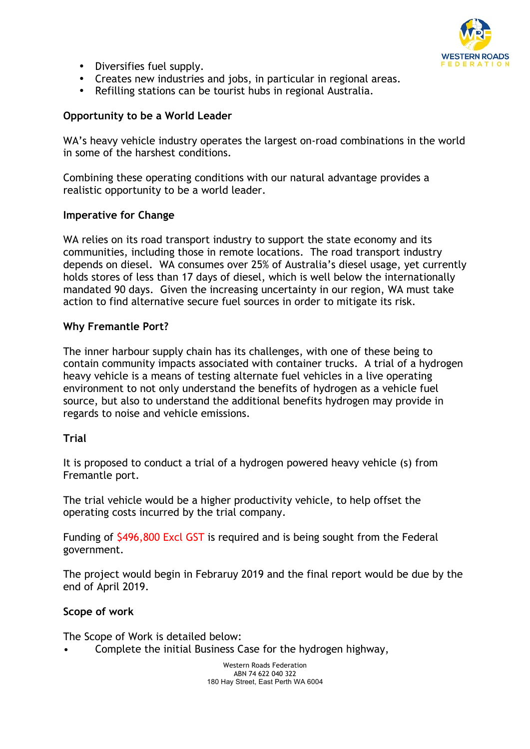- Diversifies fuel supply.
- Creates new industries and jobs, in particular in regional areas.
- Refilling stations can be tourist hubs in regional Australia.

**Opportunity to be a World Leader**

WA's heavy vehicle industry operates the largest on-road combinations in the world in some of the harshest conditions.

Combining these operating conditions with our natural advantage provides a realistic opportunity to be a world leader.

**Imperative for Change**

WA relies on its road transport industry to support the state economy and its communities, including those in remote locations. The road transport industry depends on diesel. WA consumes over 25% of Australia's diesel usage, yet currently holds stores of less than 17 days of diesel, which is well below the internationally mandated 90 days. Given the increasing uncertainty in our region, WA must take action to find alternative secure fuel sources in order to mitigate its risk.

**Why Fremantle Port?**

The inner harbour supply chain has its challenges, with one of these being to contain community impacts associated with container trucks. A trial of a hydrogen heavy vehicle is a means of testing alternate fuel vehicles in a live operating environment to not only understand the benefits of hydrogen as a vehicle fuel source, but also to understand the additional benefits hydrogen may provide in regards to noise and vehicle emissions.

**Trial**

It is proposed to conduct a trial of a hydrogen powered heavy vehicle (s) from Fremantle port.

The trial vehicle would be a higher productivity vehicle, to help offset the operating costs incurred by the trial company.

Funding of $496,800 Excl GST is required and is being sought from the Federal government.

The project would begin in Febraruy 2019 and the final report would be due by the end of April 2019.

**Scope of work**

The Scope of Work is detailed below:

- Complete the initial Business Case for the hydrogen highway,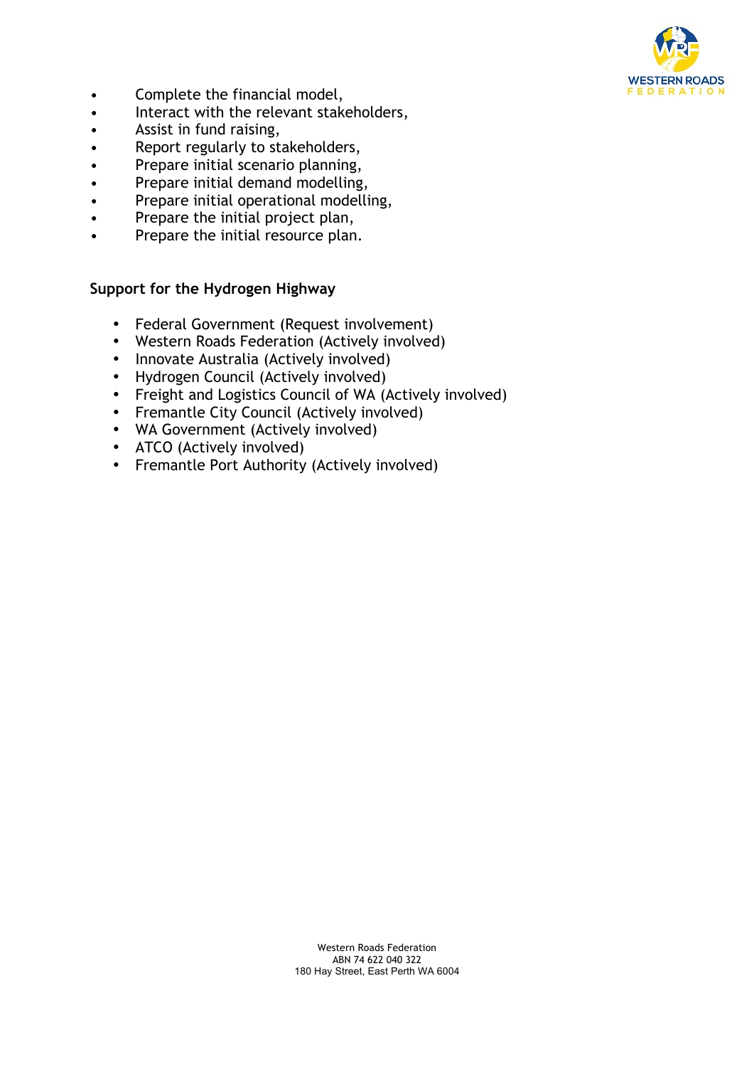- Complete the financial model,
- Interact with the relevant stakeholders,
- Assist in fund raising,
- Report regularly to stakeholders,
- Prepare initial scenario planning,
- Prepare initial demand modelling,
- Prepare initial operational modelling,
- Prepare the initial project plan,
- Prepare the initial resource plan.

**Support for the Hydrogen Highway**

- Federal Government (Request involvement)
- Western Roads Federation (Actively involved)
- Innovate Australia (Actively involved)
- Hydrogen Council (Actively involved)
- Freight and Logistics Council of WA (Actively involved)
- Fremantle City Council (Actively involved)
- WA Government (Actively involved)
- ATCO (Actively involved)
- Fremantle Port Authority (Actively involved)